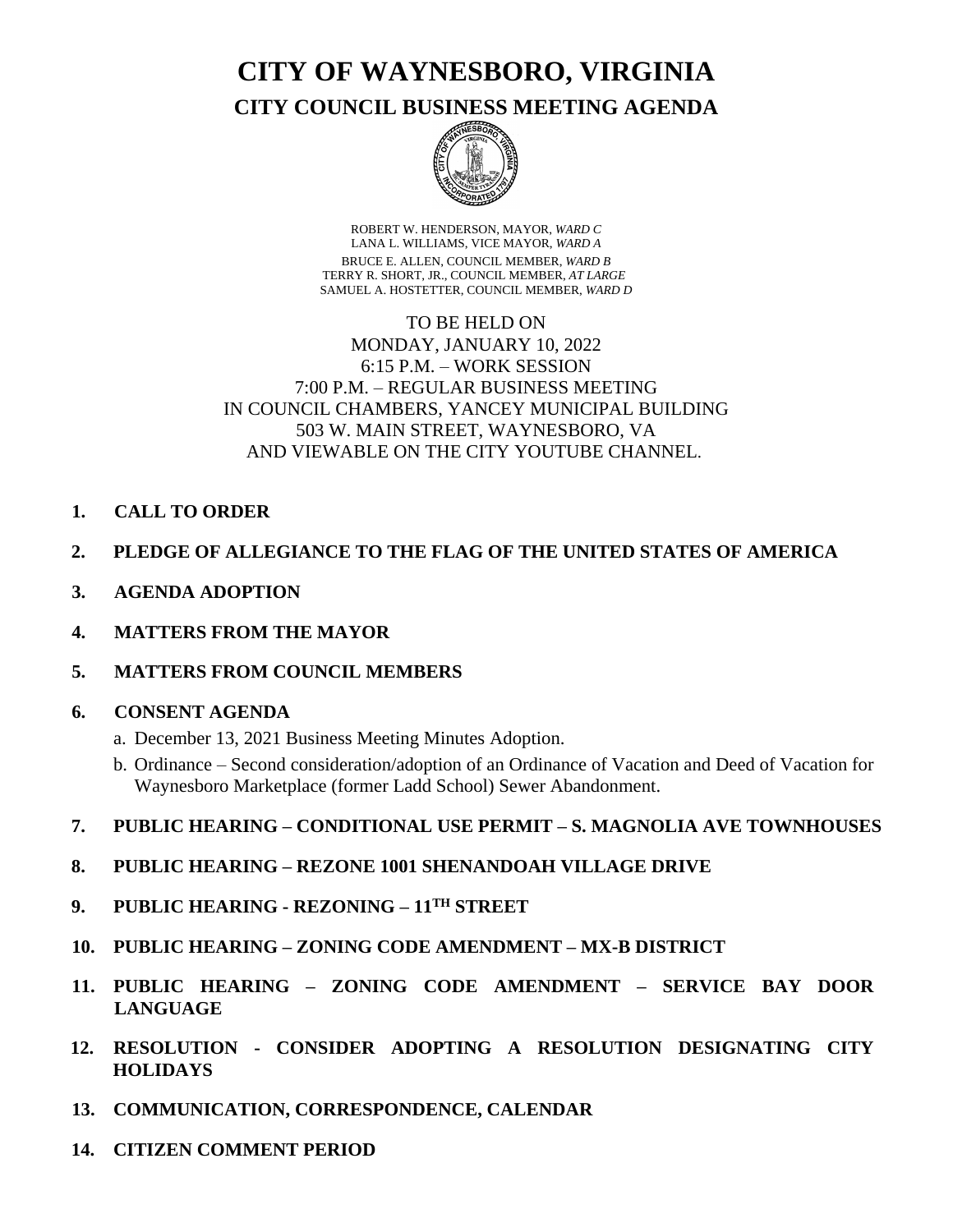# CITY OF WAYNESBORO, VIRGINIA

## CITY COUNCIL BUSINESS MEETING AGENDA

ROBERT W. HENDERSON, MAYOR, *WARD C*
LANA L. WILLIAMS, VICE MAYOR, *WARD A*
BRUCE E. ALLEN, COUNCIL MEMBER, *WARD B*
TERRY R. SHORT, JR., COUNCIL MEMBER, *AT LARGE*
SAMUEL A. HOSTETTER, COUNCIL MEMBER, *WARD D*

TO BE HELD ON
MONDAY, JANUARY 10, 2022
6:15 P.M. – WORK SESSION
7:00 P.M. – REGULAR BUSINESS MEETING
IN COUNCIL CHAMBERS, YANCEY MUNICIPAL BUILDING
503 W. MAIN STREET, WAYNESBORO, VA
AND VIEWABLE ON THE CITY YOUTUBE CHANNEL.

1. **CALL TO ORDER**

2. **PLEDGE OF ALLEGIANCE TO THE FLAG OF THE UNITED STATES OF AMERICA**

3. **AGENDA ADOPTION**

4. **MATTERS FROM THE MAYOR**

5. **MATTERS FROM COUNCIL MEMBERS**

6. **CONSENT AGENDA**
   a. December 13, 2021 Business Meeting Minutes Adoption.
   b. Ordinance – Second consideration/adoption of an Ordinance of Vacation and Deed of Vacation for Waynesboro Marketplace (former Ladd School) Sewer Abandonment.

7. **PUBLIC HEARING – CONDITIONAL USE PERMIT – S. MAGNOLIA AVE TOWNHOUSES**

8. **PUBLIC HEARING – REZONE 1001 SHENANDOAH VILLAGE DRIVE**

9. **PUBLIC HEARING - REZONING – 11TH STREET**

10. **PUBLIC HEARING – ZONING CODE AMENDMENT – MX-B DISTRICT**

11. **PUBLIC HEARING – ZONING CODE AMENDMENT – SERVICE BAY DOOR LANGUAGE**

12. **RESOLUTION - CONSIDER ADOPTING A RESOLUTION DESIGNATING CITY HOLIDAYS**

13. **COMMUNICATION, CORRESPONDENCE, CALENDAR**

14. **CITIZEN COMMENT PERIOD**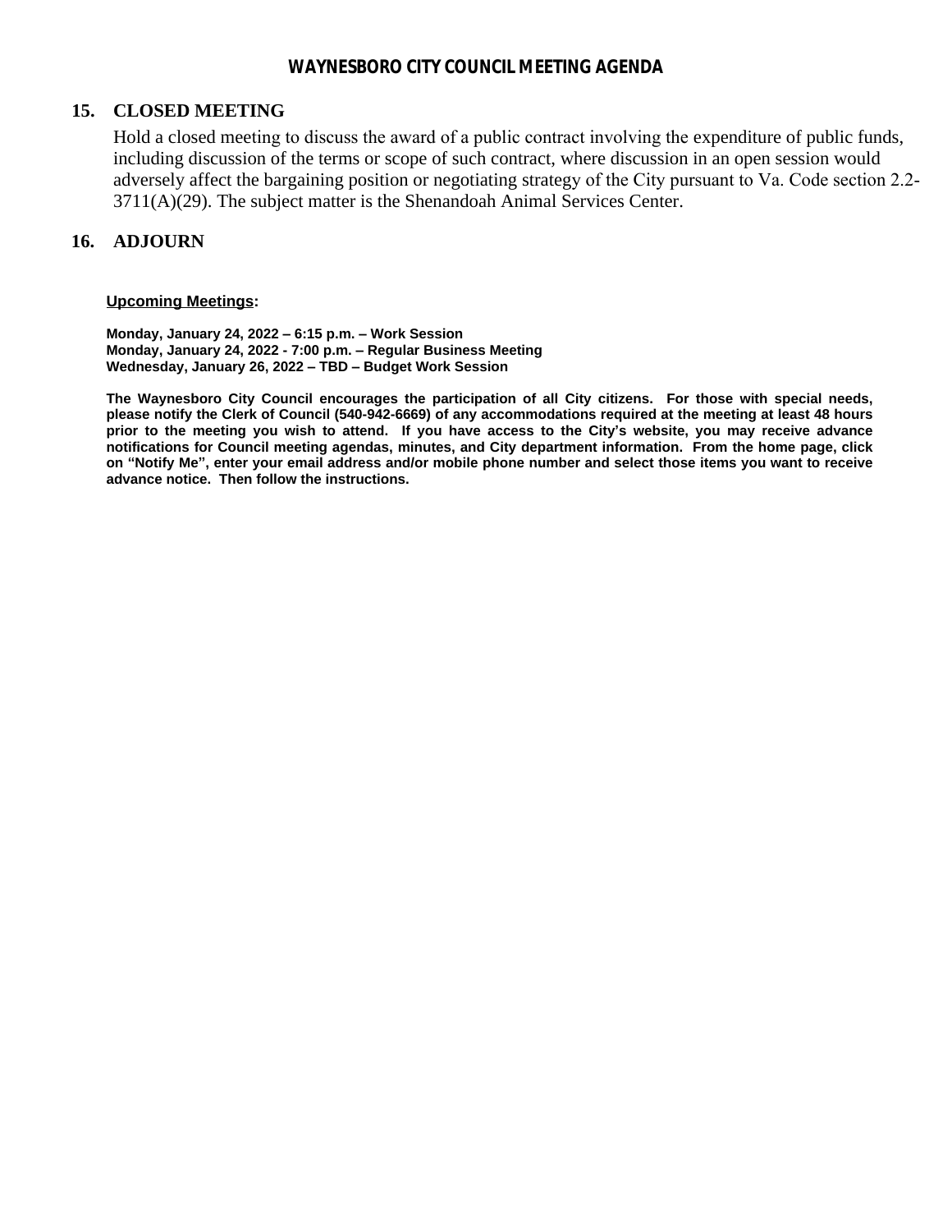## 15. CLOSED MEETING

Hold a closed meeting to discuss the award of a public contract involving the expenditure of public funds, including discussion of the terms or scope of such contract, where discussion in an open session would adversely affect the bargaining position or negotiating strategy of the City pursuant to Va. Code section 2.2-3711(A)(29). The subject matter is the Shenandoah Animal Services Center.

## 16. ADJOURN

**Upcoming Meetings:**

**Monday, January 24, 2022 – 6:15 p.m. – Work Session**
**Monday, January 24, 2022 - 7:00 p.m. – Regular Business Meeting**
**Wednesday, January 26, 2022 – TBD – Budget Work Session**

**The Waynesboro City Council encourages the participation of all City citizens. For those with special needs, please notify the Clerk of Council (540-942-6669) of any accommodations required at the meeting at least 48 hours prior to the meeting you wish to attend. If you have access to the City's website, you may receive advance notifications for Council meeting agendas, minutes, and City department information. From the home page, click on "Notify Me", enter your email address and/or mobile phone number and select those items you want to receive advance notice. Then follow the instructions.**